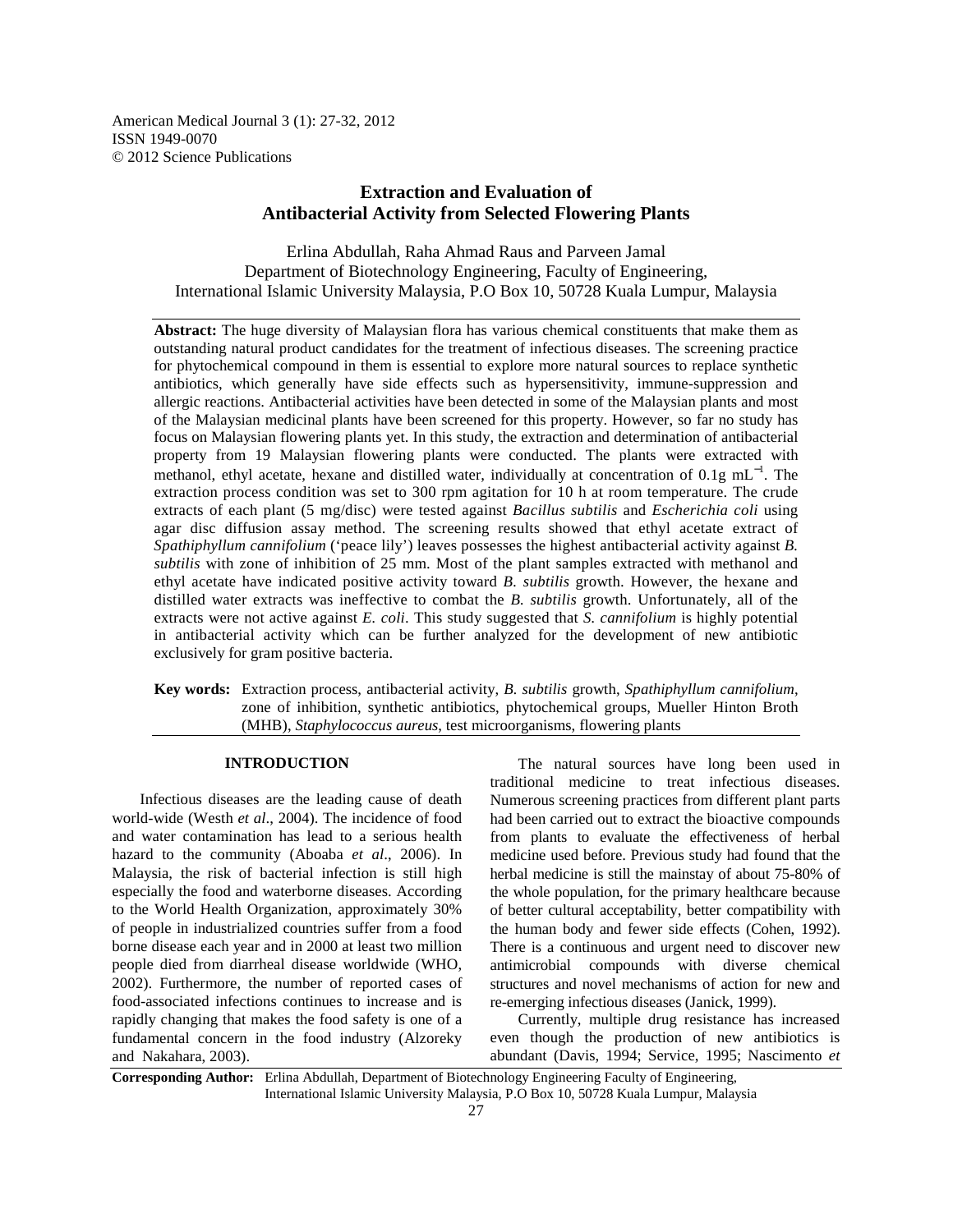# Extraction and Evaluation of Antibacterial Activity from Selected Flowering Plants

Erlina Abdullah, Raha Ahmad Raus and Parveen Jamal
Department of Biotechnology Engineering, Faculty of Engineering,
International Islamic University Malaysia, P.O Box 10, 50728 Kuala Lumpur, Malaysia

**Abstract:** The huge diversity of Malaysian flora has various chemical constituents that make them as outstanding natural product candidates for the treatment of infectious diseases. The screening practice for phytochemical compound in them is essential to explore more natural sources to replace synthetic antibiotics, which generally have side effects such as hypersensitivity, immune-suppression and allergic reactions. Antibacterial activities have been detected in some of the Malaysian plants and most of the Malaysian medicinal plants have been screened for this property. However, so far no study has focus on Malaysian flowering plants yet. In this study, the extraction and determination of antibacterial property from 19 Malaysian flowering plants were conducted. The plants were extracted with methanol, ethyl acetate, hexane and distilled water, individually at concentration of 0.1g $mL^{-1}$. The extraction process condition was set to 300 rpm agitation for 10 h at room temperature. The crude extracts of each plant (5 mg/disc) were tested against *Bacillus subtilis* and *Escherichia coli* using agar disc diffusion assay method. The screening results showed that ethyl acetate extract of *Spathiphyllum cannifolium* ('peace lily') leaves possesses the highest antibacterial activity against *B. subtilis* with zone of inhibition of 25 mm. Most of the plant samples extracted with methanol and ethyl acetate have indicated positive activity toward *B. subtilis* growth. However, the hexane and distilled water extracts was ineffective to combat the *B. subtilis* growth. Unfortunately, all of the extracts were not active against *E. coli*. This study suggested that *S. cannifolium* is highly potential in antibacterial activity which can be further analyzed for the development of new antibiotic exclusively for gram positive bacteria.

**Key words:** Extraction process, antibacterial activity, *B. subtilis* growth, *Spathiphyllum cannifolium*, zone of inhibition, synthetic antibiotics, phytochemical groups, Mueller Hinton Broth (MHB), *Staphylococcus aureus*, test microorganisms, flowering plants

## INTRODUCTION

Infectious diseases are the leading cause of death world-wide (Westh *et al*., 2004). The incidence of food and water contamination has lead to a serious health hazard to the community (Aboaba *et al*., 2006). In Malaysia, the risk of bacterial infection is still high especially the food and waterborne diseases. According to the World Health Organization, approximately 30% of people in industrialized countries suffer from a food borne disease each year and in 2000 at least two million people died from diarrheal disease worldwide (WHO, 2002). Furthermore, the number of reported cases of food-associated infections continues to increase and is rapidly changing that makes the food safety is one of a fundamental concern in the food industry (Alzoreky and Nakahara, 2003).

The natural sources have long been used in traditional medicine to treat infectious diseases. Numerous screening practices from different plant parts had been carried out to extract the bioactive compounds from plants to evaluate the effectiveness of herbal medicine used before. Previous study had found that the herbal medicine is still the mainstay of about 75-80% of the whole population, for the primary healthcare because of better cultural acceptability, better compatibility with the human body and fewer side effects (Cohen, 1992). There is a continuous and urgent need to discover new antimicrobial compounds with diverse chemical structures and novel mechanisms of action for new and re-emerging infectious diseases (Janick, 1999).

Currently, multiple drug resistance has increased even though the production of new antibiotics is abundant (Davis, 1994; Service, 1995; Nascimento *et*

**Corresponding Author:** Erlina Abdullah, Department of Biotechnology Engineering Faculty of Engineering, International Islamic University Malaysia, P.O Box 10, 50728 Kuala Lumpur, Malaysia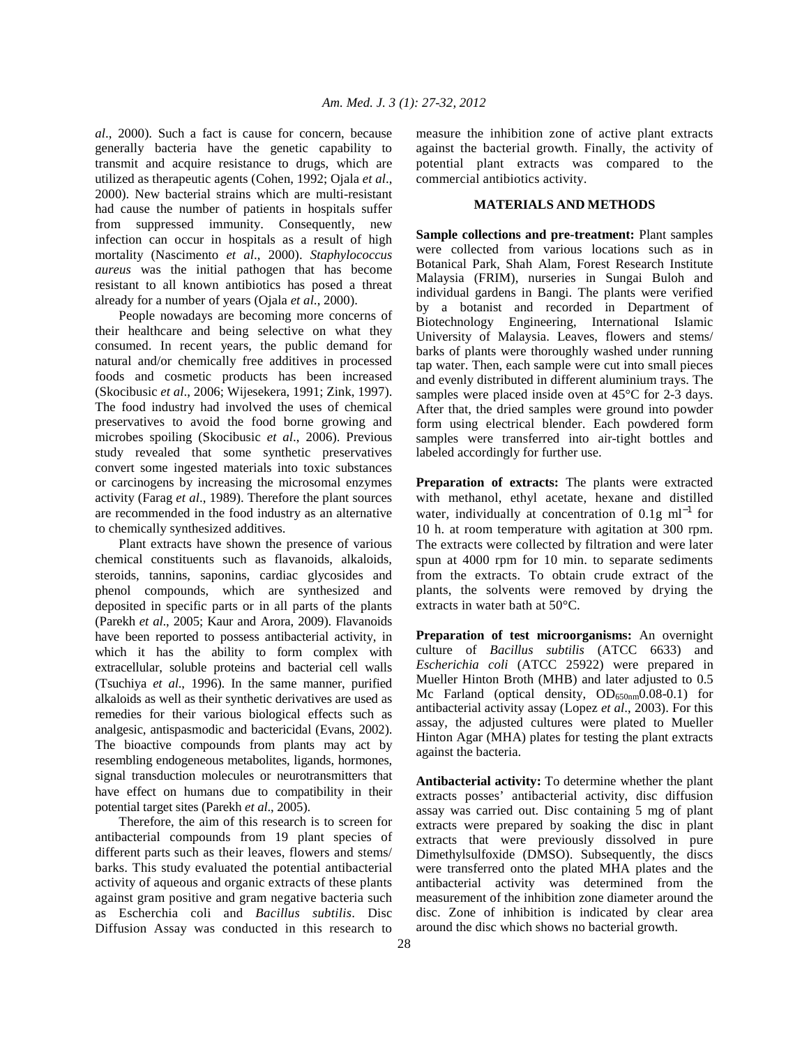*al*., 2000). Such a fact is cause for concern, because generally bacteria have the genetic capability to transmit and acquire resistance to drugs, which are utilized as therapeutic agents (Cohen, 1992; Ojala *et al*., 2000). New bacterial strains which are multi-resistant had cause the number of patients in hospitals suffer from suppressed immunity. Consequently, new infection can occur in hospitals as a result of high mortality (Nascimento *et al*., 2000). *Staphylococcus aureus* was the initial pathogen that has become resistant to all known antibiotics has posed a threat already for a number of years (Ojala *et al*., 2000).

People nowadays are becoming more concerns of their healthcare and being selective on what they consumed. In recent years, the public demand for natural and/or chemically free additives in processed foods and cosmetic products has been increased (Skocibusic *et al*., 2006; Wijesekera, 1991; Zink, 1997). The food industry had involved the uses of chemical preservatives to avoid the food borne growing and microbes spoiling (Skocibusic *et al*., 2006). Previous study revealed that some synthetic preservatives convert some ingested materials into toxic substances or carcinogens by increasing the microsomal enzymes activity (Farag *et al*., 1989). Therefore the plant sources are recommended in the food industry as an alternative to chemically synthesized additives.

Plant extracts have shown the presence of various chemical constituents such as flavanoids, alkaloids, steroids, tannins, saponins, cardiac glycosides and phenol compounds, which are synthesized and deposited in specific parts or in all parts of the plants (Parekh *et al*., 2005; Kaur and Arora, 2009). Flavanoids have been reported to possess antibacterial activity, in which it has the ability to form complex with extracellular, soluble proteins and bacterial cell walls (Tsuchiya *et al*., 1996). In the same manner, purified alkaloids as well as their synthetic derivatives are used as remedies for their various biological effects such as analgesic, antispasmodic and bactericidal (Evans, 2002). The bioactive compounds from plants may act by resembling endogeneous metabolites, ligands, hormones, signal transduction molecules or neurotransmitters that have effect on humans due to compatibility in their potential target sites (Parekh *et al*., 2005).

Therefore, the aim of this research is to screen for antibacterial compounds from 19 plant species of different parts such as their leaves, flowers and stems/ barks. This study evaluated the potential antibacterial activity of aqueous and organic extracts of these plants against gram positive and gram negative bacteria such as Escherchia coli and *Bacillus subtilis*. Disc Diffusion Assay was conducted in this research to measure the inhibition zone of active plant extracts against the bacterial growth. Finally, the activity of potential plant extracts was compared to the commercial antibiotics activity.

## MATERIALS AND METHODS

**Sample collections and pre-treatment:** Plant samples were collected from various locations such as in Botanical Park, Shah Alam, Forest Research Institute Malaysia (FRIM), nurseries in Sungai Buloh and individual gardens in Bangi. The plants were verified by a botanist and recorded in Department of Biotechnology Engineering, International Islamic University of Malaysia. Leaves, flowers and stems/ barks of plants were thoroughly washed under running tap water. Then, each sample were cut into small pieces and evenly distributed in different aluminium trays. The samples were placed inside oven at 45°C for 2-3 days. After that, the dried samples were ground into powder form using electrical blender. Each powdered form samples were transferred into air-tight bottles and labeled accordingly for further use.

**Preparation of extracts:** The plants were extracted with methanol, ethyl acetate, hexane and distilled water, individually at concentration of 0.1g $ml^{-1}$ for 10 h. at room temperature with agitation at 300 rpm. The extracts were collected by filtration and were later spun at 4000 rpm for 10 min. to separate sediments from the extracts. To obtain crude extract of the plants, the solvents were removed by drying the extracts in water bath at 50°C.

**Preparation of test microorganisms:** An overnight culture of *Bacillus subtilis* (ATCC 6633) and *Escherichia coli* (ATCC 25922) were prepared in Mueller Hinton Broth (MHB) and later adjusted to 0.5 Mc Farland (optical density, $OD_{650nm}$0.08-0.1) for antibacterial activity assay (Lopez *et al*., 2003). For this assay, the adjusted cultures were plated to Mueller Hinton Agar (MHA) plates for testing the plant extracts against the bacteria.

**Antibacterial activity:** To determine whether the plant extracts posses' antibacterial activity, disc diffusion assay was carried out. Disc containing 5 mg of plant extracts were prepared by soaking the disc in plant extracts that were previously dissolved in pure Dimethylsulfoxide (DMSO). Subsequently, the discs were transferred onto the plated MHA plates and the antibacterial activity was determined from the measurement of the inhibition zone diameter around the disc. Zone of inhibition is indicated by clear area around the disc which shows no bacterial growth.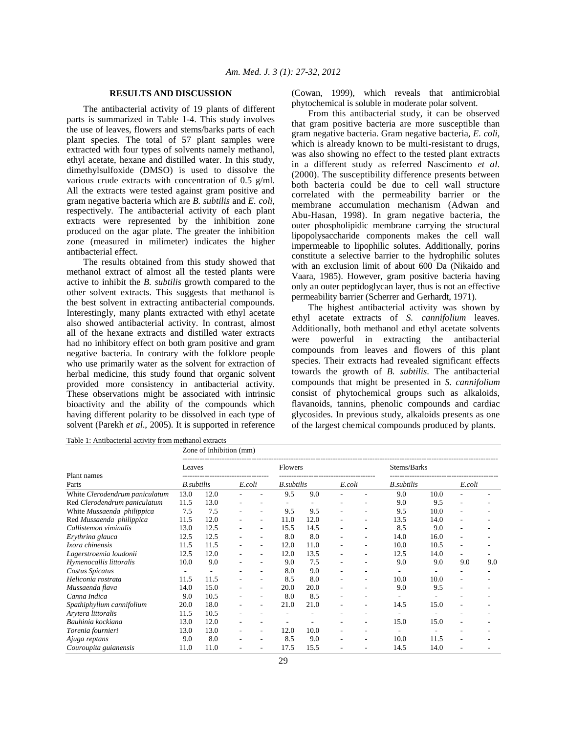## RESULTS AND DISCUSSION

The antibacterial activity of 19 plants of different parts is summarized in Table 1-4. This study involves the use of leaves, flowers and stems/barks parts of each plant species. The total of 57 plant samples were extracted with four types of solvents namely methanol, ethyl acetate, hexane and distilled water. In this study, dimethylsulfoxide (DMSO) is used to dissolve the various crude extracts with concentration of 0.5 g/ml. All the extracts were tested against gram positive and gram negative bacteria which are *B. subtilis* and *E. coli*, respectively. The antibacterial activity of each plant extracts were represented by the inhibition zone produced on the agar plate. The greater the inhibition zone (measured in milimeter) indicates the higher antibacterial effect.

The results obtained from this study showed that methanol extract of almost all the tested plants were active to inhibit the *B. subtilis* growth compared to the other solvent extracts. This suggests that methanol is the best solvent in extracting antibacterial compounds. Interestingly, many plants extracted with ethyl acetate also showed antibacterial activity. In contrast, almost all of the hexane extracts and distilled water extracts had no inhibitory effect on both gram positive and gram negative bacteria. In contrary with the folklore people who use primarily water as the solvent for extraction of herbal medicine, this study found that organic solvent provided more consistency in antibacterial activity. These observations might be associated with intrinsic bioactivity and the ability of the compounds which having different polarity to be dissolved in each type of solvent (Parekh *et al*., 2005). It is supported in reference (Cowan, 1999), which reveals that antimicrobial phytochemical is soluble in moderate polar solvent.

From this antibacterial study, it can be observed that gram positive bacteria are more susceptible than gram negative bacteria. Gram negative bacteria, *E. coli*, which is already known to be multi-resistant to drugs, was also showing no effect to the tested plant extracts in a different study as referred Nascimento *et al*. (2000). The susceptibility difference presents between both bacteria could be due to cell wall structure correlated with the permeability barrier or the membrane accumulation mechanism (Adwan and Abu-Hasan, 1998). In gram negative bacteria, the outer phospholipidic membrane carrying the structural lipopolysaccharide components makes the cell wall impermeable to lipophilic solutes. Additionally, porins constitute a selective barrier to the hydrophilic solutes with an exclusion limit of about 600 Da (Nikaido and Vaara, 1985). However, gram positive bacteria having only an outer peptidoglycan layer, thus is not an effective permeability barrier (Scherrer and Gerhardt, 1971).

The highest antibacterial activity was shown by ethyl acetate extracts of *S. cannifolium* leaves. Additionally, both methanol and ethyl acetate solvents were powerful in extracting the antibacterial compounds from leaves and flowers of this plant species. Their extracts had revealed significant effects towards the growth of *B. subtilis*. The antibacterial compounds that might be presented in *S. cannifolium* consist of phytochemical groups such as alkaloids, flavanoids, tannins, phenolic compounds and cardiac glycosides. In previous study, alkaloids presents as one of the largest chemical compounds produced by plants.

Table 1: Antibacterial activity from methanol extracts

| Plant names | Zone of Inhibition (mm) | | | | | | | | | | | |
|---|---|---|---|---|---|---|---|---|---|---|---|---|
| | Leaves | | | | Flowers | | | | Stems/Barks | | | |
| Parts | *B.subtilis* | | *E.coli* | | *B.subtilis* | | *E.coli* | | *B.subtilis* | | *E.coli* | |
| White *Clerodendrum paniculatum* | 13.0 | 12.0 | - | - | 9.5 | 9.0 | - | - | 9.0 | 10.0 | - | - |
| Red *Clerodendrum paniculatum* | 11.5 | 13.0 | - | - | - | - | - | - | 9.0 | 9.5 | - | - |
| White *Mussaenda philippica* | 7.5 | 7.5 | - | - | 9.5 | 9.5 | - | - | 9.5 | 10.0 | - | - |
| Red *Mussaenda philippica* | 11.5 | 12.0 | - | - | 11.0 | 12.0 | - | - | 13.5 | 14.0 | - | - |
| *Callistemon viminalis* | 13.0 | 12.5 | - | - | 15.5 | 14.5 | - | - | 8.5 | 9.0 | - | - |
| *Erythrina glauca* | 12.5 | 12.5 | - | - | 8.0 | 8.0 | - | - | 14.0 | 16.0 | - | - |
| *Ixora chinensis* | 11.5 | 11.5 | - | - | 12.0 | 11.0 | - | - | 10.0 | 10.5 | - | - |
| *Lagerstroemia loudonii* | 12.5 | 12.0 | - | - | 12.0 | 13.5 | - | - | 12.5 | 14.0 | - | - |
| *Hymenocallis littoralis* | 10.0 | 9.0 | - | - | 9.0 | 7.5 | - | - | 9.0 | 9.0 | 9.0 | 9.0 |
| *Costus Spicatus* | - | - | - | - | 8.0 | 9.0 | - | - | - | - | - | - |
| *Heliconia rostrata* | 11.5 | 11.5 | - | - | 8.5 | 8.0 | - | - | 10.0 | 10.0 | - | - |
| *Mussaenda flava* | 14.0 | 15.0 | - | - | 20.0 | 20.0 | - | - | 9.0 | 9.5 | - | - |
| *Canna Indica* | 9.0 | 10.5 | - | - | 8.0 | 8.5 | - | - | - | - | - | - |
| *Spathiphyllum cannifolium* | 20.0 | 18.0 | - | - | 21.0 | 21.0 | - | - | 14.5 | 15.0 | - | - |
| *Arytera littoralis* | 11.5 | 10.5 | - | - | - | - | - | - | - | - | - | - |
| *Bauhinia kockiana* | 13.0 | 12.0 | - | - | - | - | - | - | 15.0 | 15.0 | - | - |
| *Torenia fournieri* | 13.0 | 13.0 | - | - | 12.0 | 10.0 | - | - | - | - | - | - |
| *Ajuga reptans* | 9.0 | 8.0 | - | - | 8.5 | 9.0 | - | - | 10.0 | 11.5 | - | - |
| *Couroupita guianensis* | 11.0 | 11.0 | - | - | 17.5 | 15.5 | - | - | 14.5 | 14.0 | - | - |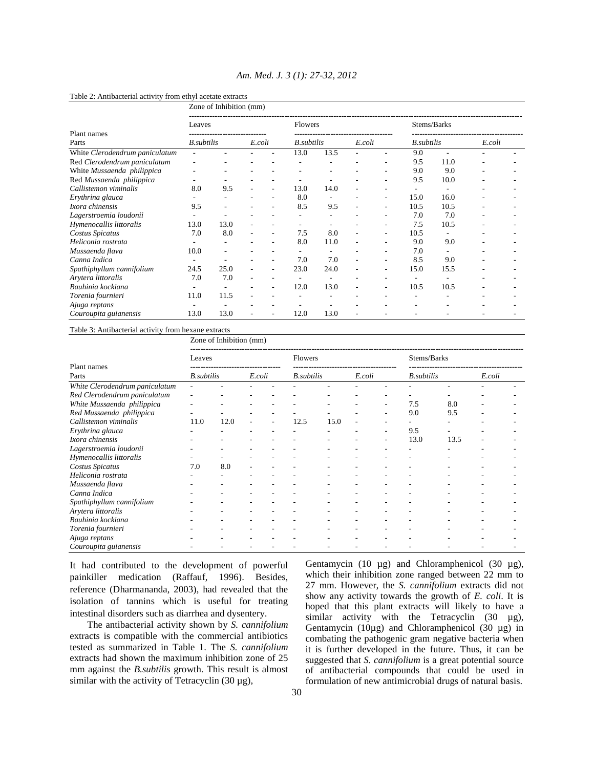Table 2: Antibacterial activity from ethyl acetate extracts

| Plant names | Zone of Inhibition (mm) | | | | | | | | | | | |
|---|---|---|---|---|---|---|---|---|---|---|---|---|
| | Leaves | | | | Flowers | | | | Stems/Barks | | | |
| Parts | *B.subtilis* | | *E.coli* | | *B.subtilis* | | *E.coli* | | *B.subtilis* | | *E.coli* | |
| White *Clerodendrum paniculatum* | - | - | - | - | 13.0 | 13.5 | - | - | 9.0 | - | - | - |
| Red *Clerodendrum paniculatum* | - | - | - | - | - | - | - | - | 9.5 | 11.0 | - | - |
| White *Mussaenda philippica* | - | - | - | - | - | - | - | - | 9.0 | 9.0 | - | - |
| Red *Mussaenda philippica* | - | - | - | - | - | - | - | - | 9.5 | 10.0 | - | - |
| *Callistemon viminalis* | 8.0 | 9.5 | - | - | 13.0 | 14.0 | - | - | - | - | - | - |
| *Erythrina glauca* | - | - | - | - | 8.0 | - | - | - | 15.0 | 16.0 | - | - |
| *Ixora chinensis* | 9.5 | - | - | - | 8.5 | 9.5 | - | - | 10.5 | 10.5 | - | - |
| *Lagerstroemia loudonii* | - | - | - | - | - | - | - | - | 7.0 | 7.0 | - | - |
| *Hymenocallis littoralis* | 13.0 | 13.0 | - | - | - | - | - | - | 7.5 | 10.5 | - | - |
| *Costus Spicatus* | 7.0 | 8.0 | - | - | 7.5 | 8.0 | - | - | 10.5 | - | - | - |
| *Heliconia rostrata* | - | - | - | - | 8.0 | 11.0 | - | - | 9.0 | 9.0 | - | - |
| *Mussaenda flava* | 10.0 | - | - | - | - | - | - | - | 7.0 | - | - | - |
| *Canna Indica* | - | - | - | - | 7.0 | 7.0 | - | - | 8.5 | 9.0 | - | - |
| *Spathiphyllum cannifolium* | 24.5 | 25.0 | - | - | 23.0 | 24.0 | - | - | 15.0 | 15.5 | - | - |
| *Arytera littoralis* | 7.0 | 7.0 | - | - | - | - | - | - | - | - | - | - |
| *Bauhinia kockiana* | - | - | - | - | 12.0 | 13.0 | - | - | 10.5 | 10.5 | - | - |
| *Torenia fournieri* | 11.0 | 11.5 | - | - | - | - | - | - | - | - | - | - |
| *Ajuga reptans* | - | - | - | - | - | - | - | - | - | - | - | - |
| *Couroupita guianensis* | 13.0 | 13.0 | - | - | 12.0 | 13.0 | - | - | - | - | - | - |

Table 3: Antibacterial activity from hexane extracts

| Plant names | Zone of Inhibition (mm) | | | | | | | | | | | |
|---|---|---|---|---|---|---|---|---|---|---|---|---|
| | Leaves | | | | Flowers | | | | Stems/Barks | | | |
| Parts | *B.subtilis* | | *E.coli* | | *B.subtilis* | | *E.coli* | | *B.subtilis* | | *E.coli* | |
| *White Clerodendrum paniculatum* | - | - | - | - | - | - | - | - | - | - | - | - |
| *Red Clerodendrum paniculatum* | - | - | - | - | - | - | - | - | - | - | - | - |
| *White Mussaenda philippica* | - | - | - | - | - | - | - | - | 7.5 | 8.0 | - | - |
| *Red Mussaenda philippica* | - | - | - | - | - | - | - | - | 9.0 | 9.5 | - | - |
| *Callistemon viminalis* | 11.0 | 12.0 | - | - | 12.5 | 15.0 | - | - | - | - | - | - |
| *Erythrina glauca* | - | - | - | - | - | - | - | - | 9.5 | - | - | - |
| *Ixora chinensis* | - | - | - | - | - | - | - | - | 13.0 | 13.5 | - | - |
| *Lagerstroemia loudonii* | - | - | - | - | - | - | - | - | - | - | - | - |
| *Hymenocallis littoralis* | - | - | - | - | - | - | - | - | - | - | - | - |
| *Costus Spicatus* | 7.0 | 8.0 | - | - | - | - | - | - | - | - | - | - |
| *Heliconia rostrata* | - | - | - | - | - | - | - | - | - | - | - | - |
| *Mussaenda flava* | - | - | - | - | - | - | - | - | - | - | - | - |
| *Canna Indica* | - | - | - | - | - | - | - | - | - | - | - | - |
| *Spathiphyllum cannifolium* | - | - | - | - | - | - | - | - | - | - | - | - |
| *Arytera littoralis* | - | - | - | - | - | - | - | - | - | - | - | - |
| *Bauhinia kockiana* | - | - | - | - | - | - | - | - | - | - | - | - |
| *Torenia fournieri* | - | - | - | - | - | - | - | - | - | - | - | - |
| *Ajuga reptans* | - | - | - | - | - | - | - | - | - | - | - | - |
| *Couroupita guianensis* | - | - | - | - | - | - | - | - | - | - | - | - |

It had contributed to the development of powerful painkiller medication (Raffauf, 1996). Besides, reference (Dharmananda, 2003), had revealed that the isolation of tannins which is useful for treating intestinal disorders such as diarrhea and dysentery.

The antibacterial activity shown by *S. cannifolium* extracts is compatible with the commercial antibiotics tested as summarized in Table 1. The *S. cannifolium* extracts had shown the maximum inhibition zone of 25 mm against the *B.subtilis* growth. This result is almost similar with the activity of Tetracyclin (30 µg), Gentamycin (10 µg) and Chloramphenicol (30 µg), which their inhibition zone ranged between 22 mm to 27 mm. However, the *S. cannifolium* extracts did not show any activity towards the growth of *E. coli*. It is hoped that this plant extracts will likely to have a similar activity with the Tetracyclin (30 µg), Gentamycin (10µg) and Chloramphenicol (30 µg) in combating the pathogenic gram negative bacteria when it is further developed in the future. Thus, it can be suggested that *S. cannifolium* is a great potential source of antibacterial compounds that could be used in formulation of new antimicrobial drugs of natural basis.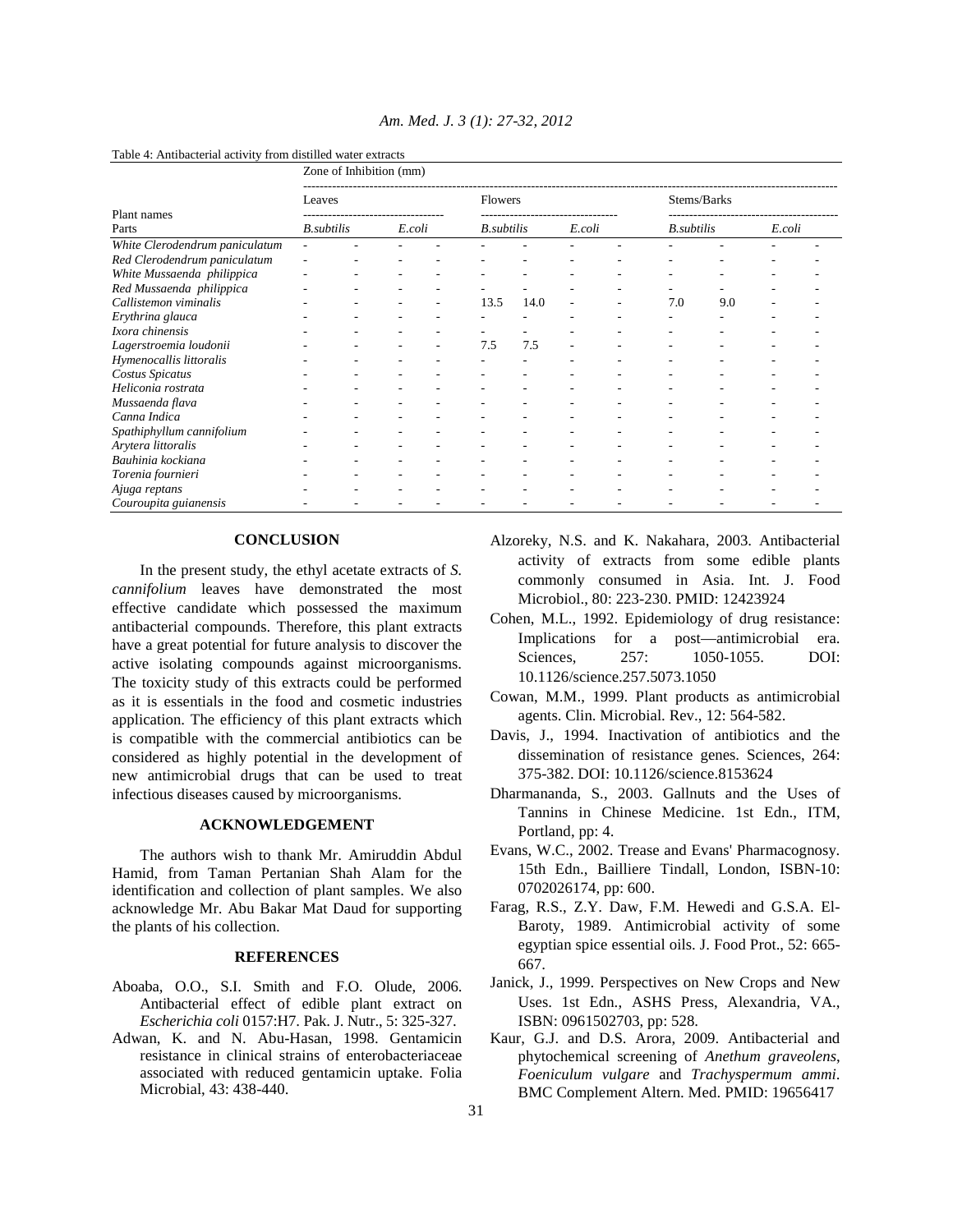Table 4: Antibacterial activity from distilled water extracts

| Plant names | Zone of Inhibition (mm) | | | | | | | | | | | |
|---|---|---|---|---|---|---|---|---|---|---|---|---|
| | Leaves | | | | Flowers | | | | Stems/Barks | | | |
| Parts | *B.subtilis* | | *E.coli* | | *B.subtilis* | | *E.coli* | | *B.subtilis* | | *E.coli* | |
| *White Clerodendrum paniculatum* | - | - | - | - | - | - | - | - | - | - | - | - |
| *Red Clerodendrum paniculatum* | - | - | - | - | - | - | - | - | - | - | - | - |
| *White Mussaenda philippica* | - | - | - | - | - | - | - | - | - | - | - | - |
| *Red Mussaenda philippica* | - | - | - | - | - | - | - | - | - | - | - | - |
| *Callistemon viminalis* | - | - | - | - | 13.5 | 14.0 | - | - | 7.0 | 9.0 | - | - |
| *Erythrina glauca* | - | - | - | - | - | - | - | - | - | - | - | - |
| *Ixora chinensis* | - | - | - | - | - | - | - | - | - | - | - | - |
| *Lagerstroemia loudonii* | - | - | - | - | 7.5 | 7.5 | - | - | - | - | - | - |
| *Hymenocallis littoralis* | - | - | - | - | - | - | - | - | - | - | - | - |
| *Costus Spicatus* | - | - | - | - | - | - | - | - | - | - | - | - |
| *Heliconia rostrata* | - | - | - | - | - | - | - | - | - | - | - | - |
| *Mussaenda flava* | - | - | - | - | - | - | - | - | - | - | - | - |
| *Canna Indica* | - | - | - | - | - | - | - | - | - | - | - | - |
| *Spathiphyllum cannifolium* | - | - | - | - | - | - | - | - | - | - | - | - |
| *Arytera littoralis* | - | - | - | - | - | - | - | - | - | - | - | - |
| *Bauhinia kockiana* | - | - | - | - | - | - | - | - | - | - | - | - |
| *Torenia fournieri* | - | - | - | - | - | - | - | - | - | - | - | - |
| *Ajuga reptans* | - | - | - | - | - | - | - | - | - | - | - | - |
| *Couroupita guianensis* | - | - | - | - | - | - | - | - | - | - | - | - |

## CONCLUSION

In the present study, the ethyl acetate extracts of *S. cannifolium* leaves have demonstrated the most effective candidate which possessed the maximum antibacterial compounds. Therefore, this plant extracts have a great potential for future analysis to discover the active isolating compounds against microorganisms. The toxicity study of this extracts could be performed as it is essentials in the food and cosmetic industries application. The efficiency of this plant extracts which is compatible with the commercial antibiotics can be considered as highly potential in the development of new antimicrobial drugs that can be used to treat infectious diseases caused by microorganisms.

## ACKNOWLEDGEMENT

The authors wish to thank Mr. Amiruddin Abdul Hamid, from Taman Pertanian Shah Alam for the identification and collection of plant samples. We also acknowledge Mr. Abu Bakar Mat Daud for supporting the plants of his collection.

## REFERENCES

Aboaba, O.O., S.I. Smith and F.O. Olude, 2006. Antibacterial effect of edible plant extract on *Escherichia coli* 0157:H7. Pak. J. Nutr., 5: 325-327.

Adwan, K. and N. Abu-Hasan, 1998. Gentamicin resistance in clinical strains of enterobacteriaceae associated with reduced gentamicin uptake. Folia Microbial, 43: 438-440.

Alzoreky, N.S. and K. Nakahara, 2003. Antibacterial activity of extracts from some edible plants commonly consumed in Asia. Int. J. Food Microbiol., 80: 223-230. PMID: 12423924

Cohen, M.L., 1992. Epidemiology of drug resistance: Implications for a post—antimicrobial era. Sciences, 257: 1050-1055. DOI: 10.1126/science.257.5073.1050

Cowan, M.M., 1999. Plant products as antimicrobial agents. Clin. Microbial. Rev., 12: 564-582.

Davis, J., 1994. Inactivation of antibiotics and the dissemination of resistance genes. Sciences, 264: 375-382. DOI: 10.1126/science.8153624

Dharmananda, S., 2003. Gallnuts and the Uses of Tannins in Chinese Medicine. 1st Edn., ITM, Portland, pp: 4.

Evans, W.C., 2002. Trease and Evans' Pharmacognosy. 15th Edn., Bailliere Tindall, London, ISBN-10: 0702026174, pp: 600.

Farag, R.S., Z.Y. Daw, F.M. Hewedi and G.S.A. El-Baroty, 1989. Antimicrobial activity of some egyptian spice essential oils. J. Food Prot., 52: 665-667.

Janick, J., 1999. Perspectives on New Crops and New Uses. 1st Edn., ASHS Press, Alexandria, VA., ISBN: 0961502703, pp: 528.

Kaur, G.J. and D.S. Arora, 2009. Antibacterial and phytochemical screening of *Anethum graveolens*, *Foeniculum vulgare* and *Trachyspermum ammi*. BMC Complement Altern. Med. PMID: 19656417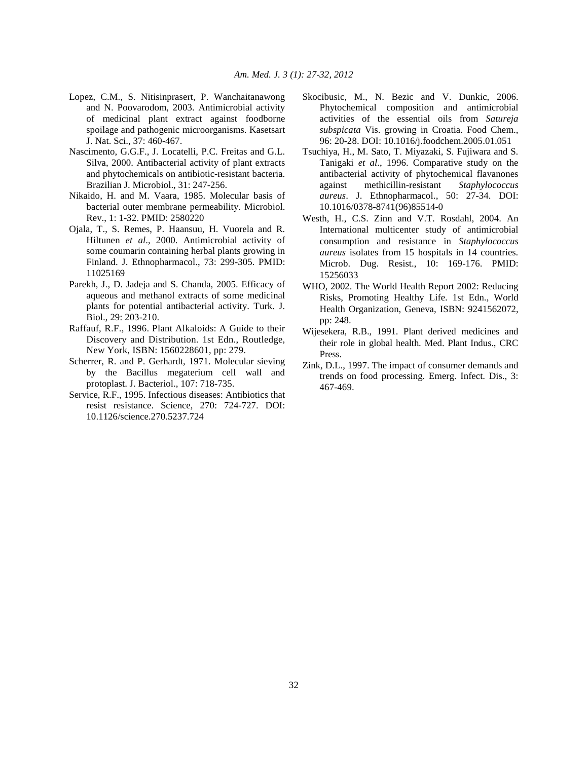Lopez, C.M., S. Nitisinprasert, P. Wanchaitanawong and N. Poovarodom, 2003. Antimicrobial activity of medicinal plant extract against foodborne spoilage and pathogenic microorganisms. Kasetsart J. Nat. Sci., 37: 460-467.

Nascimento, G.G.F., J. Locatelli, P.C. Freitas and G.L. Silva, 2000. Antibacterial activity of plant extracts and phytochemicals on antibiotic-resistant bacteria. Brazilian J. Microbiol., 31: 247-256.

Nikaido, H. and M. Vaara, 1985. Molecular basis of bacterial outer membrane permeability. Microbiol. Rev., 1: 1-32. PMID: 2580220

Ojala, T., S. Remes, P. Haansuu, H. Vuorela and R. Hiltunen *et al*., 2000. Antimicrobial activity of some coumarin containing herbal plants growing in Finland. J. Ethnopharmacol., 73: 299-305. PMID: 11025169

Parekh, J., D. Jadeja and S. Chanda, 2005. Efficacy of aqueous and methanol extracts of some medicinal plants for potential antibacterial activity. Turk. J. Biol., 29: 203-210.

Raffauf, R.F., 1996. Plant Alkaloids: A Guide to their Discovery and Distribution. 1st Edn., Routledge, New York, ISBN: 1560228601, pp: 279.

Scherrer, R. and P. Gerhardt, 1971. Molecular sieving by the Bacillus megaterium cell wall and protoplast. J. Bacteriol., 107: 718-735.

Service, R.F., 1995. Infectious diseases: Antibiotics that resist resistance. Science, 270: 724-727. DOI: 10.1126/science.270.5237.724

Skocibusic, M., N. Bezic and V. Dunkic, 2006. Phytochemical composition and antimicrobial activities of the essential oils from *Satureja subspicata* Vis. growing in Croatia. Food Chem., 96: 20-28. DOI: 10.1016/j.foodchem.2005.01.051

Tsuchiya, H., M. Sato, T. Miyazaki, S. Fujiwara and S. Tanigaki *et al*., 1996. Comparative study on the antibacterial activity of phytochemical flavanones against methicillin-resistant *Staphylococcus aureus*. J. Ethnopharmacol., 50: 27-34. DOI: 10.1016/0378-8741(96)85514-0

Westh, H., C.S. Zinn and V.T. Rosdahl, 2004. An International multicenter study of antimicrobial consumption and resistance in *Staphylococcus aureus* isolates from 15 hospitals in 14 countries. Microb. Dug. Resist., 10: 169-176. PMID: 15256033

WHO, 2002. The World Health Report 2002: Reducing Risks, Promoting Healthy Life. 1st Edn., World Health Organization, Geneva, ISBN: 9241562072, pp: 248.

Wijesekera, R.B., 1991. Plant derived medicines and their role in global health. Med. Plant Indus., CRC Press.

Zink, D.L., 1997. The impact of consumer demands and trends on food processing. Emerg. Infect. Dis., 3: 467-469.